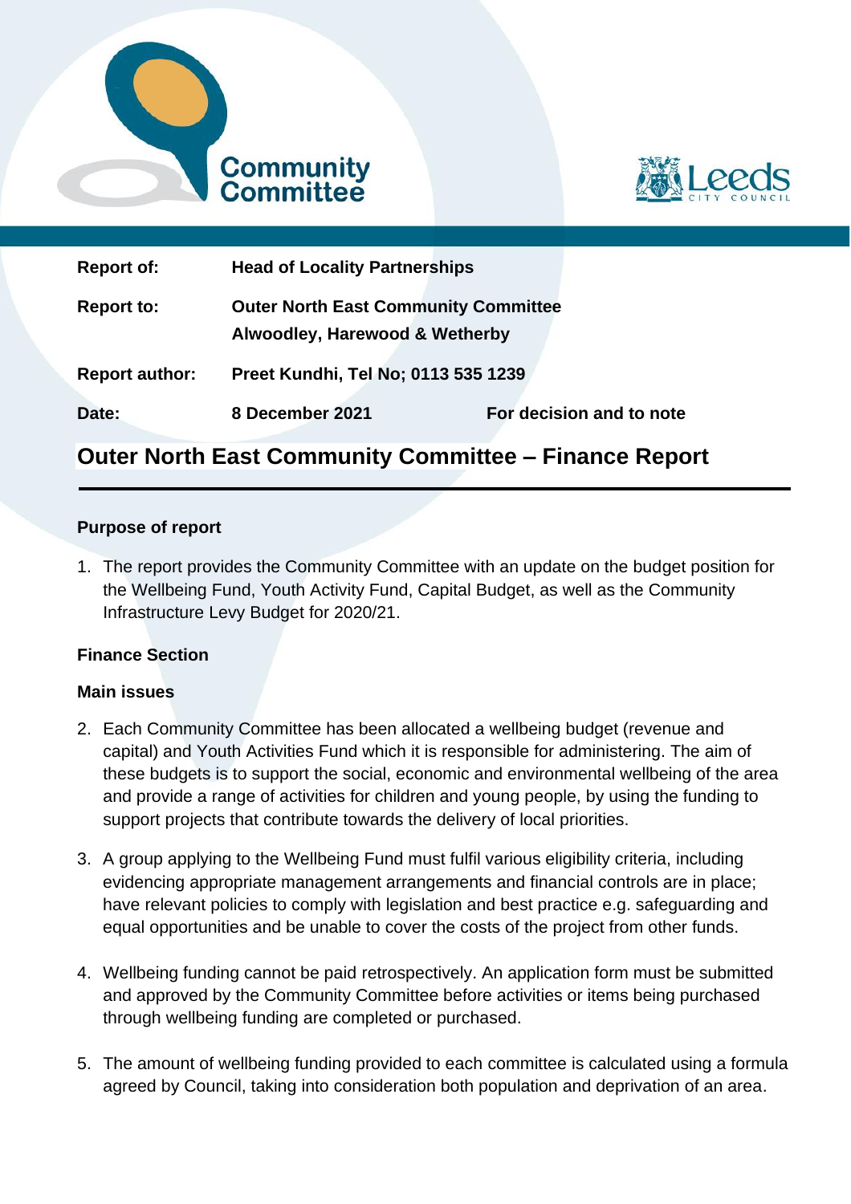Community Committee

Leeds CITY COUNCIL

| | | |
|---|---|---|
| **Report of:** | **Head of Locality Partnerships** | |
| **Report to:** | **Outer North East Community Committee Alwoodley, Harewood & Wetherby** | |
| **Report author:** | **Preet Kundhi, Tel No; 0113 535 1239** | |
| **Date:** | **8 December 2021** | **For decision and to note** |

# Outer North East Community Committee – Finance Report

## Purpose of report

1. The report provides the Community Committee with an update on the budget position for the Wellbeing Fund, Youth Activity Fund, Capital Budget, as well as the Community Infrastructure Levy Budget for 2020/21.

## Finance Section

### Main issues

2. Each Community Committee has been allocated a wellbeing budget (revenue and capital) and Youth Activities Fund which it is responsible for administering. The aim of these budgets is to support the social, economic and environmental wellbeing of the area and provide a range of activities for children and young people, by using the funding to support projects that contribute towards the delivery of local priorities.

3. A group applying to the Wellbeing Fund must fulfil various eligibility criteria, including evidencing appropriate management arrangements and financial controls are in place; have relevant policies to comply with legislation and best practice e.g. safeguarding and equal opportunities and be unable to cover the costs of the project from other funds.

4. Wellbeing funding cannot be paid retrospectively. An application form must be submitted and approved by the Community Committee before activities or items being purchased through wellbeing funding are completed or purchased.

5. The amount of wellbeing funding provided to each committee is calculated using a formula agreed by Council, taking into consideration both population and deprivation of an area.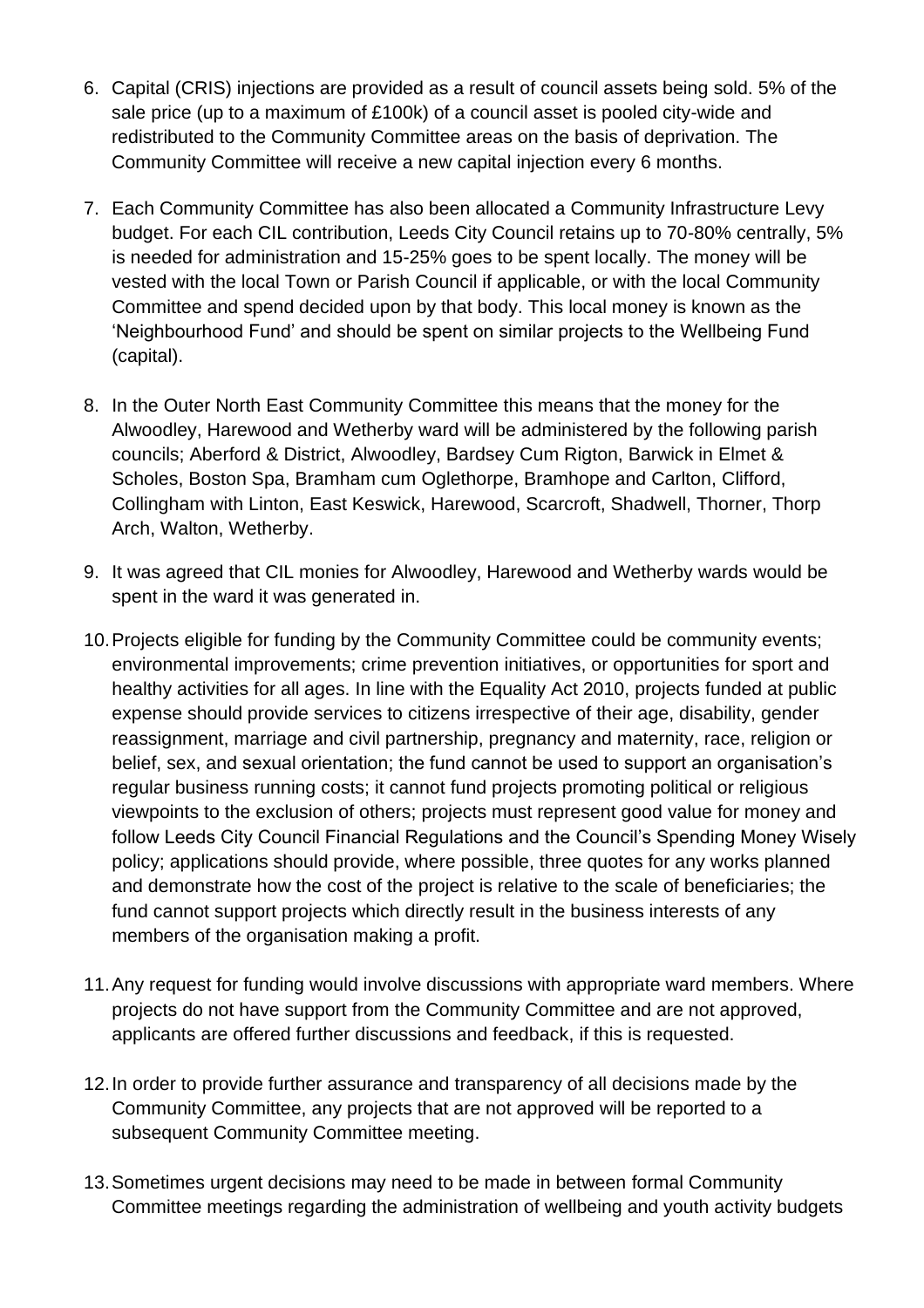6. Capital (CRIS) injections are provided as a result of council assets being sold. 5% of the sale price (up to a maximum of £100k) of a council asset is pooled city-wide and redistributed to the Community Committee areas on the basis of deprivation. The Community Committee will receive a new capital injection every 6 months.

7. Each Community Committee has also been allocated a Community Infrastructure Levy budget. For each CIL contribution, Leeds City Council retains up to 70-80% centrally, 5% is needed for administration and 15-25% goes to be spent locally. The money will be vested with the local Town or Parish Council if applicable, or with the local Community Committee and spend decided upon by that body. This local money is known as the 'Neighbourhood Fund' and should be spent on similar projects to the Wellbeing Fund (capital).

8. In the Outer North East Community Committee this means that the money for the Alwoodley, Harewood and Wetherby ward will be administered by the following parish councils; Aberford & District, Alwoodley, Bardsey Cum Rigton, Barwick in Elmet & Scholes, Boston Spa, Bramham cum Oglethorpe, Bramhope and Carlton, Clifford, Collingham with Linton, East Keswick, Harewood, Scarcroft, Shadwell, Thorner, Thorp Arch, Walton, Wetherby.

9. It was agreed that CIL monies for Alwoodley, Harewood and Wetherby wards would be spent in the ward it was generated in.

10. Projects eligible for funding by the Community Committee could be community events; environmental improvements; crime prevention initiatives, or opportunities for sport and healthy activities for all ages. In line with the Equality Act 2010, projects funded at public expense should provide services to citizens irrespective of their age, disability, gender reassignment, marriage and civil partnership, pregnancy and maternity, race, religion or belief, sex, and sexual orientation; the fund cannot be used to support an organisation's regular business running costs; it cannot fund projects promoting political or religious viewpoints to the exclusion of others; projects must represent good value for money and follow Leeds City Council Financial Regulations and the Council's Spending Money Wisely policy; applications should provide, where possible, three quotes for any works planned and demonstrate how the cost of the project is relative to the scale of beneficiaries; the fund cannot support projects which directly result in the business interests of any members of the organisation making a profit.

11. Any request for funding would involve discussions with appropriate ward members. Where projects do not have support from the Community Committee and are not approved, applicants are offered further discussions and feedback, if this is requested.

12. In order to provide further assurance and transparency of all decisions made by the Community Committee, any projects that are not approved will be reported to a subsequent Community Committee meeting.

13. Sometimes urgent decisions may need to be made in between formal Community Committee meetings regarding the administration of wellbeing and youth activity budgets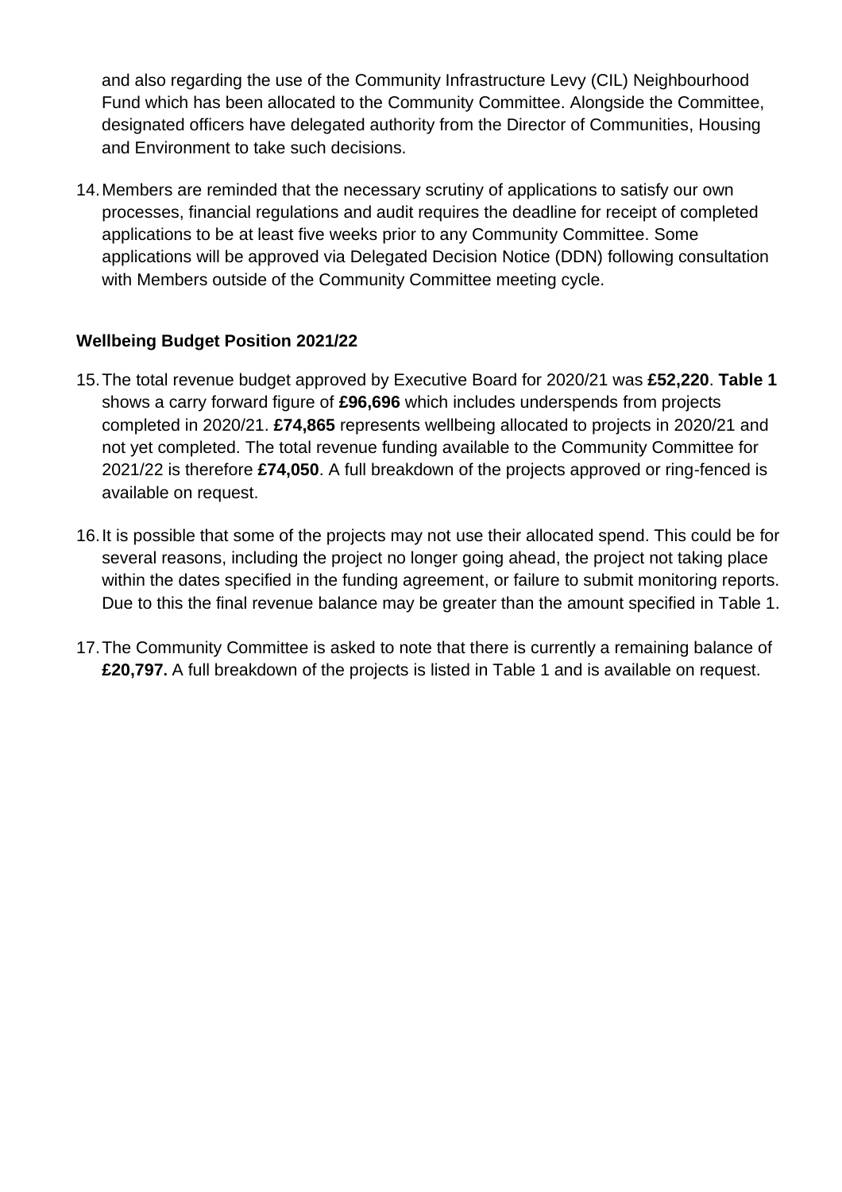and also regarding the use of the Community Infrastructure Levy (CIL) Neighbourhood Fund which has been allocated to the Community Committee. Alongside the Committee, designated officers have delegated authority from the Director of Communities, Housing and Environment to take such decisions.

14. Members are reminded that the necessary scrutiny of applications to satisfy our own processes, financial regulations and audit requires the deadline for receipt of completed applications to be at least five weeks prior to any Community Committee. Some applications will be approved via Delegated Decision Notice (DDN) following consultation with Members outside of the Community Committee meeting cycle.

**Wellbeing Budget Position 2021/22**

15. The total revenue budget approved by Executive Board for 2020/21 was **£52,220**. **Table 1** shows a carry forward figure of **£96,696** which includes underspends from projects completed in 2020/21. **£74,865** represents wellbeing allocated to projects in 2020/21 and not yet completed. The total revenue funding available to the Community Committee for 2021/22 is therefore **£74,050**. A full breakdown of the projects approved or ring-fenced is available on request.

16. It is possible that some of the projects may not use their allocated spend. This could be for several reasons, including the project no longer going ahead, the project not taking place within the dates specified in the funding agreement, or failure to submit monitoring reports. Due to this the final revenue balance may be greater than the amount specified in Table 1.

17. The Community Committee is asked to note that there is currently a remaining balance of **£20,797.** A full breakdown of the projects is listed in Table 1 and is available on request.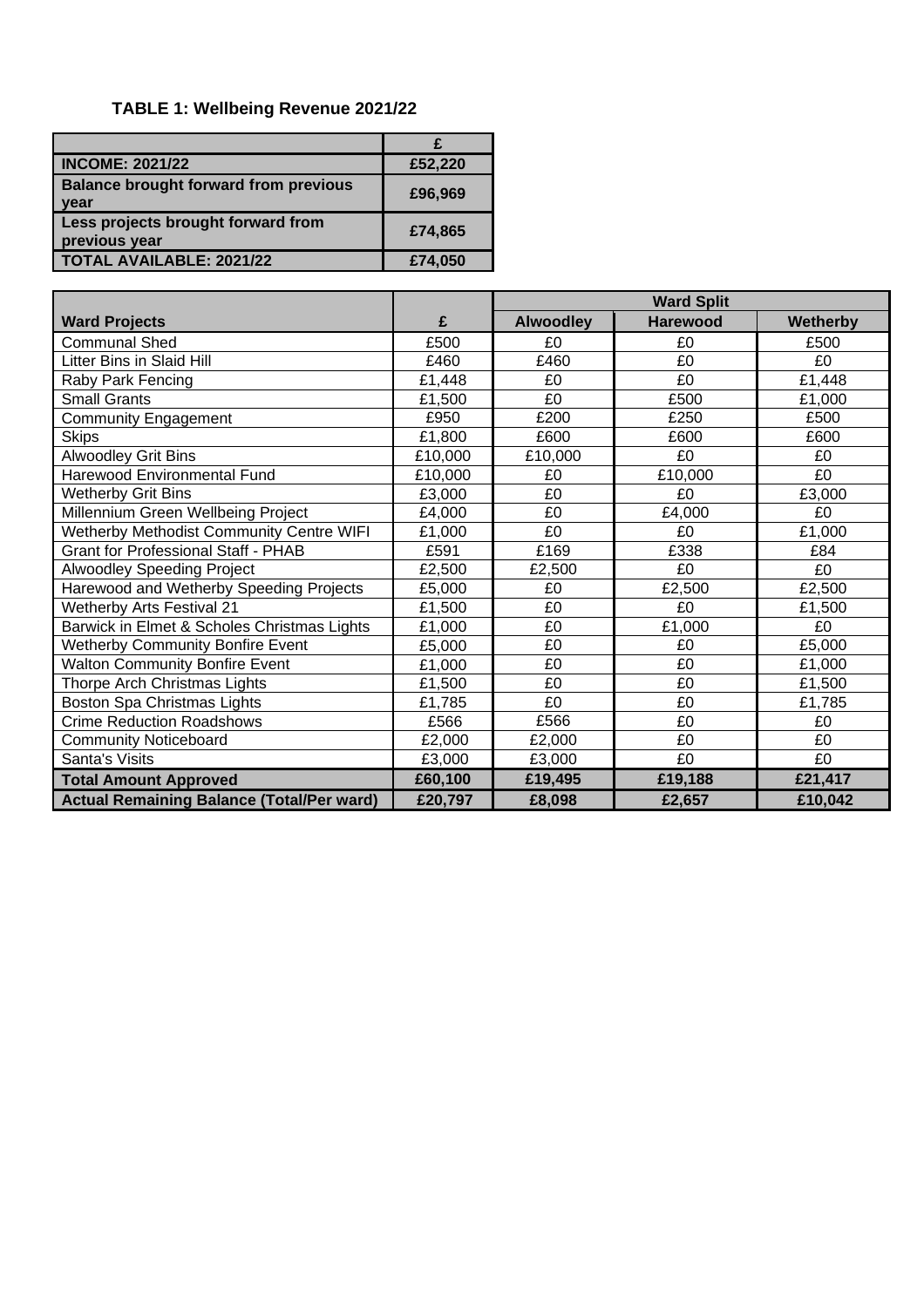**TABLE 1: Wellbeing Revenue 2021/22**

| | £ |
|---|---|
| **INCOME: 2021/22** | **£52,220** |
| **Balance brought forward from previous year** | **£96,969** |
| **Less projects brought forward from previous year** | **£74,865** |
| **TOTAL AVAILABLE: 2021/22** | **£74,050** |

| | | Ward Split | | |
|---|---|---|---|---|
| **Ward Projects** | **£** | **Alwoodley** | **Harewood** | **Wetherby** |
| Communal Shed | £500 | £0 | £0 | £500 |
| Litter Bins in Slaid Hill | £460 | £460 | £0 | £0 |
| Raby Park Fencing | £1,448 | £0 | £0 | £1,448 |
| Small Grants | £1,500 | £0 | £500 | £1,000 |
| Community Engagement | £950 | £200 | £250 | £500 |
| Skips | £1,800 | £600 | £600 | £600 |
| Alwoodley Grit Bins | £10,000 | £10,000 | £0 | £0 |
| Harewood Environmental Fund | £10,000 | £0 | £10,000 | £0 |
| Wetherby Grit Bins | £3,000 | £0 | £0 | £3,000 |
| Millennium Green Wellbeing Project | £4,000 | £0 | £4,000 | £0 |
| Wetherby Methodist Community Centre WIFI | £1,000 | £0 | £0 | £1,000 |
| Grant for Professional Staff - PHAB | £591 | £169 | £338 | £84 |
| Alwoodley Speeding Project | £2,500 | £2,500 | £0 | £0 |
| Harewood and Wetherby Speeding Projects | £5,000 | £0 | £2,500 | £2,500 |
| Wetherby Arts Festival 21 | £1,500 | £0 | £0 | £1,500 |
| Barwick in Elmet & Scholes Christmas Lights | £1,000 | £0 | £1,000 | £0 |
| Wetherby Community Bonfire Event | £5,000 | £0 | £0 | £5,000 |
| Walton Community Bonfire Event | £1,000 | £0 | £0 | £1,000 |
| Thorpe Arch Christmas Lights | £1,500 | £0 | £0 | £1,500 |
| Boston Spa Christmas Lights | £1,785 | £0 | £0 | £1,785 |
| Crime Reduction Roadshows | £566 | £566 | £0 | £0 |
| Community Noticeboard | £2,000 | £2,000 | £0 | £0 |
| Santa's Visits | £3,000 | £3,000 | £0 | £0 |
| **Total Amount Approved** | **£60,100** | **£19,495** | **£19,188** | **£21,417** |
| **Actual Remaining Balance (Total/Per ward)** | **£20,797** | **£8,098** | **£2,657** | **£10,042** |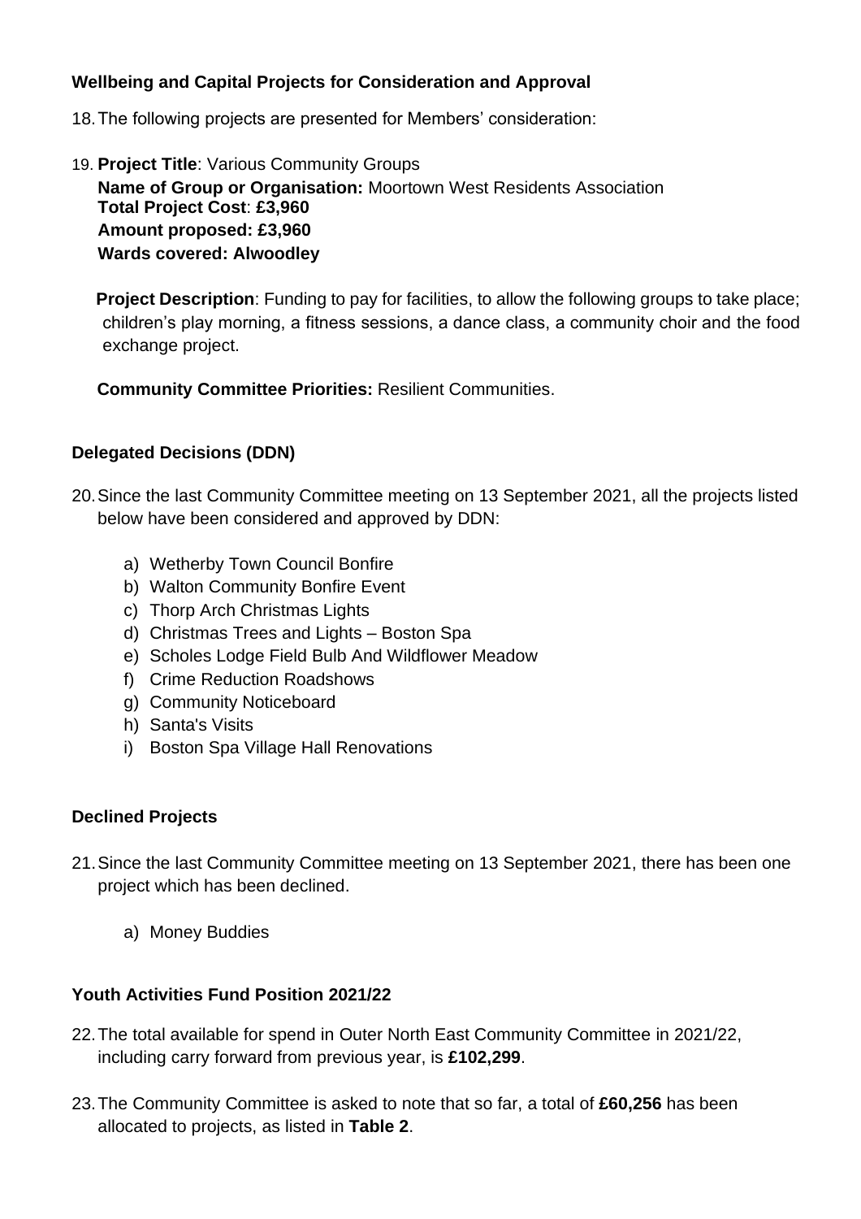**Wellbeing and Capital Projects for Consideration and Approval**

18. The following projects are presented for Members' consideration:

19. **Project Title**: Various Community Groups
    **Name of Group or Organisation:** Moortown West Residents Association
    **Total Project Cost**: **£3,960**
    **Amount proposed: £3,960**
    **Wards covered: Alwoodley**

    **Project Description**: Funding to pay for facilities, to allow the following groups to take place; children's play morning, a fitness sessions, a dance class, a community choir and the food exchange project.

    **Community Committee Priorities:** Resilient Communities.

**Delegated Decisions (DDN)**

20. Since the last Community Committee meeting on 13 September 2021, all the projects listed below have been considered and approved by DDN:

    a) Wetherby Town Council Bonfire
    b) Walton Community Bonfire Event
    c) Thorp Arch Christmas Lights
    d) Christmas Trees and Lights – Boston Spa
    e) Scholes Lodge Field Bulb And Wildflower Meadow
    f) Crime Reduction Roadshows
    g) Community Noticeboard
    h) Santa's Visits
    i) Boston Spa Village Hall Renovations

**Declined Projects**

21. Since the last Community Committee meeting on 13 September 2021, there has been one project which has been declined.

    a) Money Buddies

**Youth Activities Fund Position 2021/22**

22. The total available for spend in Outer North East Community Committee in 2021/22, including carry forward from previous year, is **£102,299**.

23. The Community Committee is asked to note that so far, a total of **£60,256** has been allocated to projects, as listed in **Table 2**.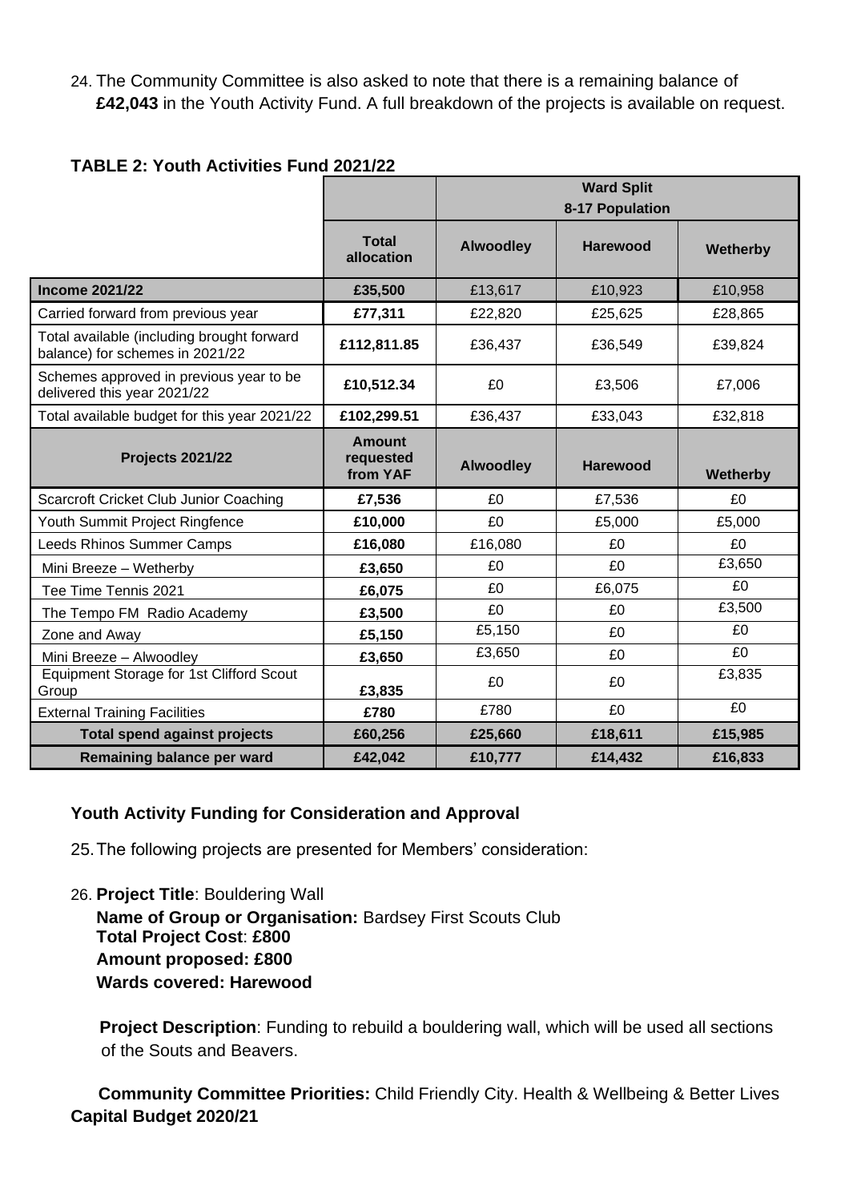24. The Community Committee is also asked to note that there is a remaining balance of **£42,043** in the Youth Activity Fund. A full breakdown of the projects is available on request.

**TABLE 2: Youth Activities Fund 2021/22**

| | | Ward Split 8-17 Population | | |
|---|---|---|---|---|
| | **Total allocation** | **Alwoodley** | **Harewood** | **Wetherby** |
| **Income 2021/22** | **£35,500** | £13,617 | £10,923 | £10,958 |
| Carried forward from previous year | **£77,311** | £22,820 | £25,625 | £28,865 |
| Total available (including brought forward balance) for schemes in 2021/22 | **£112,811.85** | £36,437 | £36,549 | £39,824 |
| Schemes approved in previous year to be delivered this year 2021/22 | **£10,512.34** | £0 | £3,506 | £7,006 |
| Total available budget for this year 2021/22 | **£102,299.51** | £36,437 | £33,043 | £32,818 |
| **Projects 2021/22** | **Amount requested from YAF** | **Alwoodley** | **Harewood** | **Wetherby** |
| Scarcroft Cricket Club Junior Coaching | **£7,536** | £0 | £7,536 | £0 |
| Youth Summit Project Ringfence | **£10,000** | £0 | £5,000 | £5,000 |
| Leeds Rhinos Summer Camps | **£16,080** | £16,080 | £0 | £0 |
| Mini Breeze – Wetherby | **£3,650** | £0 | £0 | £3,650 |
| Tee Time Tennis 2021 | **£6,075** | £0 | £6,075 | £0 |
| The Tempo FM Radio Academy | **£3,500** | £0 | £0 | £3,500 |
| Zone and Away | **£5,150** | £5,150 | £0 | £0 |
| Mini Breeze – Alwoodley | **£3,650** | £3,650 | £0 | £0 |
| Equipment Storage for 1st Clifford Scout Group | **£3,835** | £0 | £0 | £3,835 |
| External Training Facilities | **£780** | £780 | £0 | £0 |
| **Total spend against projects** | **£60,256** | **£25,660** | **£18,611** | **£15,985** |
| **Remaining balance per ward** | **£42,042** | **£10,777** | **£14,432** | **£16,833** |

### Youth Activity Funding for Consideration and Approval

25. The following projects are presented for Members' consideration:

26. **Project Title**: Bouldering Wall
**Name of Group or Organisation:** Bardsey First Scouts Club
**Total Project Cost**: **£800**
**Amount proposed: £800**
**Wards covered: Harewood**

**Project Description**: Funding to rebuild a bouldering wall, which will be used all sections of the Souts and Beavers.

**Community Committee Priorities:** Child Friendly City. Health & Wellbeing & Better Lives

**Capital Budget 2020/21**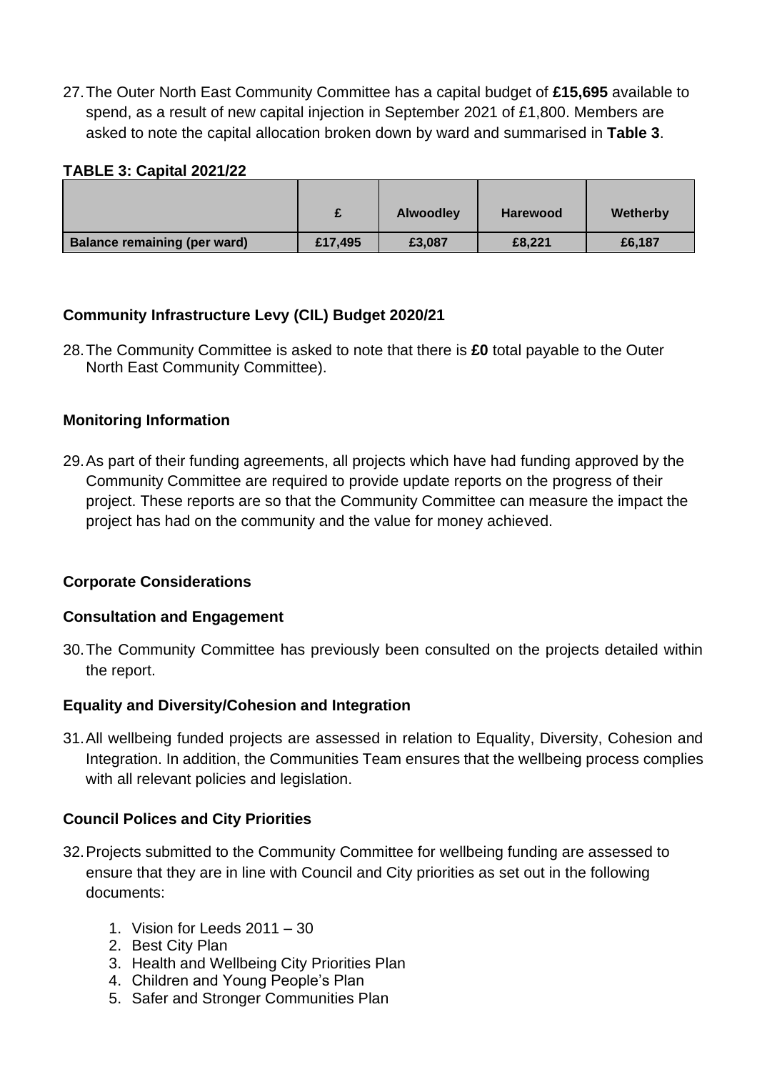27. The Outer North East Community Committee has a capital budget of **£15,695** available to spend, as a result of new capital injection in September 2021 of £1,800. Members are asked to note the capital allocation broken down by ward and summarised in **Table 3**.

**TABLE 3: Capital 2021/22**

| | £ | Alwoodley | Harewood | Wetherby |
|---|---|---|---|---|
| **Balance remaining (per ward)** | **£17,495** | **£3,087** | **£8,221** | **£6,187** |

**Community Infrastructure Levy (CIL) Budget 2020/21**

28. The Community Committee is asked to note that there is **£0** total payable to the Outer North East Community Committee).

**Monitoring Information**

29. As part of their funding agreements, all projects which have had funding approved by the Community Committee are required to provide update reports on the progress of their project. These reports are so that the Community Committee can measure the impact the project has had on the community and the value for money achieved.

**Corporate Considerations**

**Consultation and Engagement**

30. The Community Committee has previously been consulted on the projects detailed within the report.

**Equality and Diversity/Cohesion and Integration**

31. All wellbeing funded projects are assessed in relation to Equality, Diversity, Cohesion and Integration. In addition, the Communities Team ensures that the wellbeing process complies with all relevant policies and legislation.

**Council Polices and City Priorities**

32. Projects submitted to the Community Committee for wellbeing funding are assessed to ensure that they are in line with Council and City priorities as set out in the following documents:

    1. Vision for Leeds 2011 – 30
    2. Best City Plan
    3. Health and Wellbeing City Priorities Plan
    4. Children and Young People's Plan
    5. Safer and Stronger Communities Plan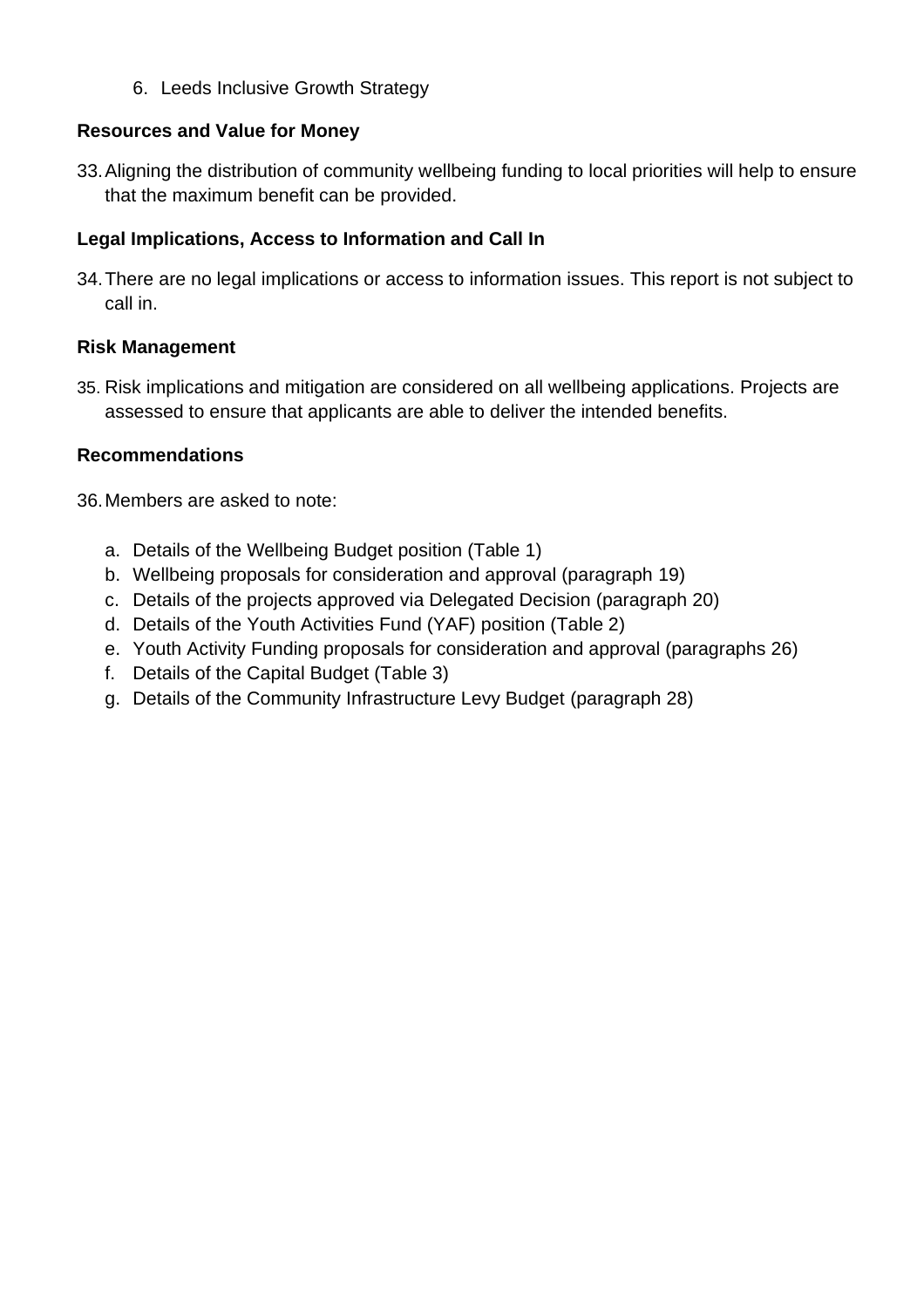6. Leeds Inclusive Growth Strategy

**Resources and Value for Money**

33. Aligning the distribution of community wellbeing funding to local priorities will help to ensure that the maximum benefit can be provided.

**Legal Implications, Access to Information and Call In**

34. There are no legal implications or access to information issues. This report is not subject to call in.

**Risk Management**

35. Risk implications and mitigation are considered on all wellbeing applications. Projects are assessed to ensure that applicants are able to deliver the intended benefits.

**Recommendations**

36. Members are asked to note:

   a. Details of the Wellbeing Budget position (Table 1)
   b. Wellbeing proposals for consideration and approval (paragraph 19)
   c. Details of the projects approved via Delegated Decision (paragraph 20)
   d. Details of the Youth Activities Fund (YAF) position (Table 2)
   e. Youth Activity Funding proposals for consideration and approval (paragraphs 26)
   f. Details of the Capital Budget (Table 3)
   g. Details of the Community Infrastructure Levy Budget (paragraph 28)